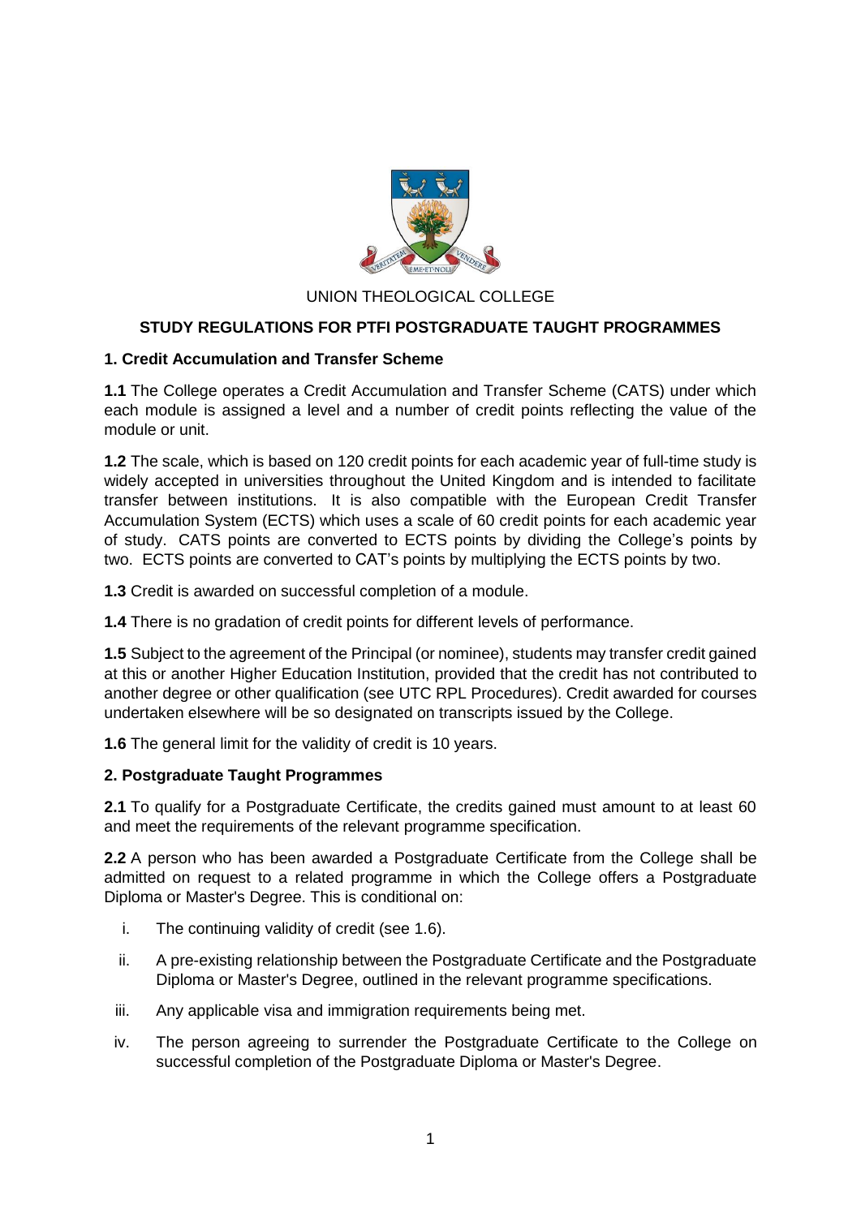UNION THEOLOGICAL COLLEGE

# STUDY REGULATIONS FOR PTFI POSTGRADUATE TAUGHT PROGRAMMES

## 1. Credit Accumulation and Transfer Scheme

**1.1** The College operates a Credit Accumulation and Transfer Scheme (CATS) under which each module is assigned a level and a number of credit points reflecting the value of the module or unit.

**1.2** The scale, which is based on 120 credit points for each academic year of full-time study is widely accepted in universities throughout the United Kingdom and is intended to facilitate transfer between institutions. It is also compatible with the European Credit Transfer Accumulation System (ECTS) which uses a scale of 60 credit points for each academic year of study. CATS points are converted to ECTS points by dividing the College's points by two. ECTS points are converted to CAT's points by multiplying the ECTS points by two.

**1.3** Credit is awarded on successful completion of a module.

**1.4** There is no gradation of credit points for different levels of performance.

**1.5** Subject to the agreement of the Principal (or nominee), students may transfer credit gained at this or another Higher Education Institution, provided that the credit has not contributed to another degree or other qualification (see UTC RPL Procedures). Credit awarded for courses undertaken elsewhere will be so designated on transcripts issued by the College.

**1.6** The general limit for the validity of credit is 10 years.

## 2. Postgraduate Taught Programmes

**2.1** To qualify for a Postgraduate Certificate, the credits gained must amount to at least 60 and meet the requirements of the relevant programme specification.

**2.2** A person who has been awarded a Postgraduate Certificate from the College shall be admitted on request to a related programme in which the College offers a Postgraduate Diploma or Master's Degree. This is conditional on:

i. The continuing validity of credit (see 1.6).

ii. A pre-existing relationship between the Postgraduate Certificate and the Postgraduate Diploma or Master's Degree, outlined in the relevant programme specifications.

iii. Any applicable visa and immigration requirements being met.

iv. The person agreeing to surrender the Postgraduate Certificate to the College on successful completion of the Postgraduate Diploma or Master's Degree.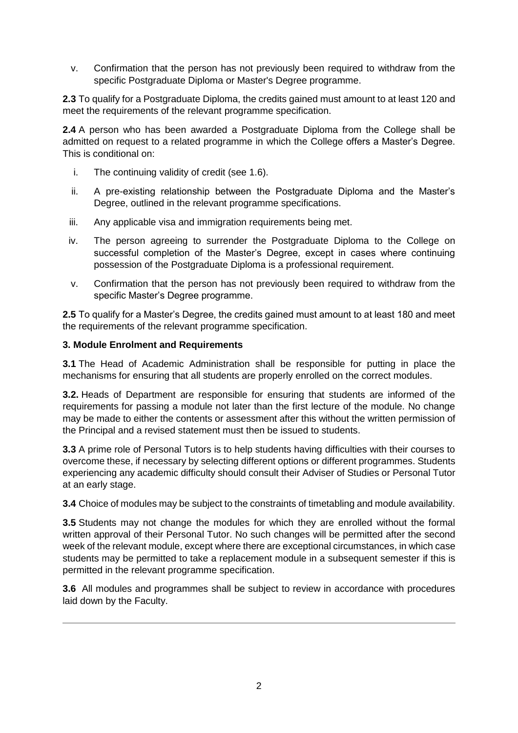v. Confirmation that the person has not previously been required to withdraw from the specific Postgraduate Diploma or Master's Degree programme.

**2.3** To qualify for a Postgraduate Diploma, the credits gained must amount to at least 120 and meet the requirements of the relevant programme specification.

**2.4** A person who has been awarded a Postgraduate Diploma from the College shall be admitted on request to a related programme in which the College offers a Master's Degree. This is conditional on:

i. The continuing validity of credit (see 1.6).

ii. A pre-existing relationship between the Postgraduate Diploma and the Master's Degree, outlined in the relevant programme specifications.

iii. Any applicable visa and immigration requirements being met.

iv. The person agreeing to surrender the Postgraduate Diploma to the College on successful completion of the Master's Degree, except in cases where continuing possession of the Postgraduate Diploma is a professional requirement.

v. Confirmation that the person has not previously been required to withdraw from the specific Master's Degree programme.

**2.5** To qualify for a Master's Degree, the credits gained must amount to at least 180 and meet the requirements of the relevant programme specification.

### 3. Module Enrolment and Requirements

**3.1** The Head of Academic Administration shall be responsible for putting in place the mechanisms for ensuring that all students are properly enrolled on the correct modules.

**3.2.** Heads of Department are responsible for ensuring that students are informed of the requirements for passing a module not later than the first lecture of the module. No change may be made to either the contents or assessment after this without the written permission of the Principal and a revised statement must then be issued to students.

**3.3** A prime role of Personal Tutors is to help students having difficulties with their courses to overcome these, if necessary by selecting different options or different programmes. Students experiencing any academic difficulty should consult their Adviser of Studies or Personal Tutor at an early stage.

**3.4** Choice of modules may be subject to the constraints of timetabling and module availability.

**3.5** Students may not change the modules for which they are enrolled without the formal written approval of their Personal Tutor. No such changes will be permitted after the second week of the relevant module, except where there are exceptional circumstances, in which case students may be permitted to take a replacement module in a subsequent semester if this is permitted in the relevant programme specification.

**3.6** All modules and programmes shall be subject to review in accordance with procedures laid down by the Faculty.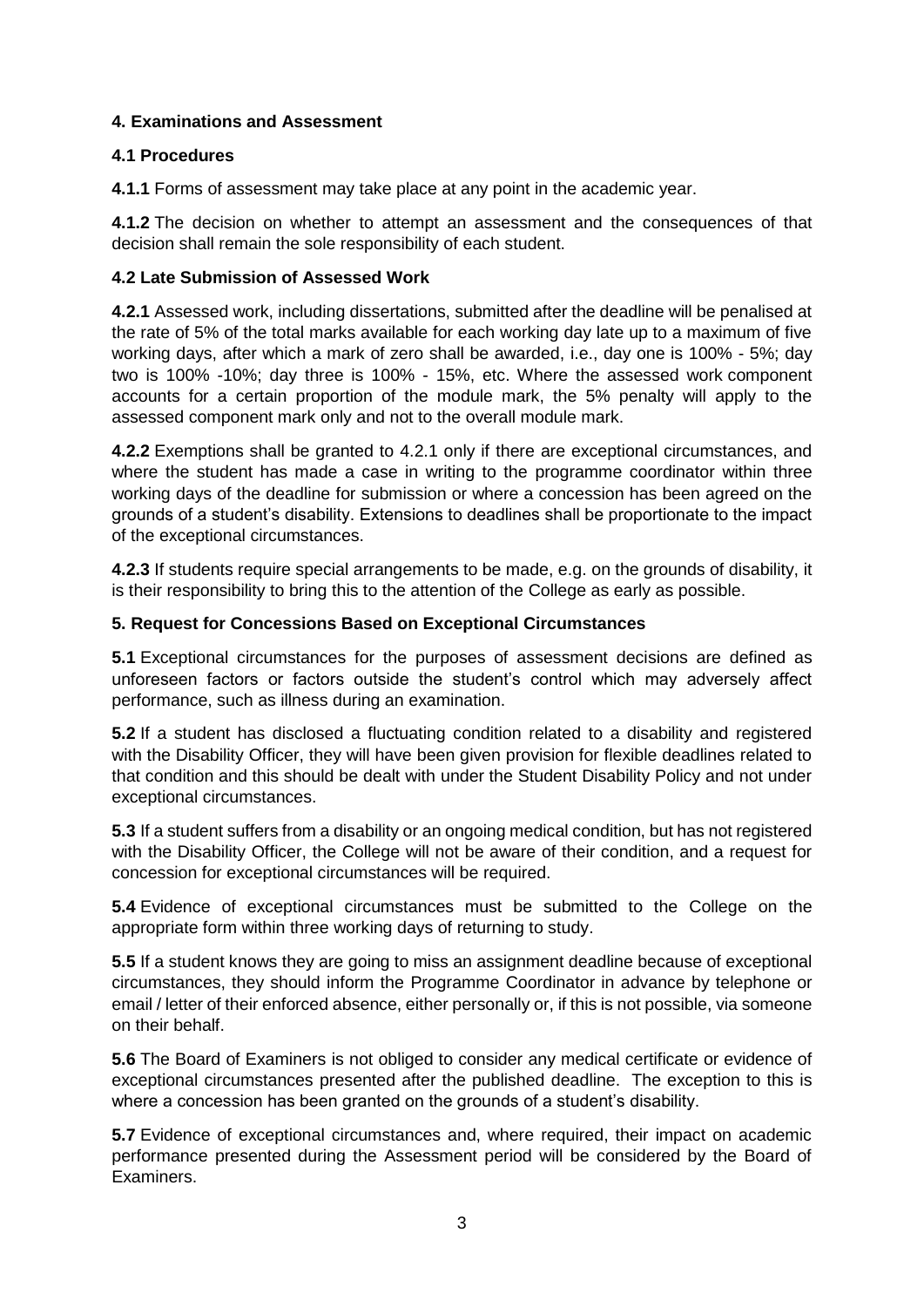## 4. Examinations and Assessment

### 4.1 Procedures

**4.1.1** Forms of assessment may take place at any point in the academic year.

**4.1.2** The decision on whether to attempt an assessment and the consequences of that decision shall remain the sole responsibility of each student.

### 4.2 Late Submission of Assessed Work

**4.2.1** Assessed work, including dissertations, submitted after the deadline will be penalised at the rate of 5% of the total marks available for each working day late up to a maximum of five working days, after which a mark of zero shall be awarded, i.e., day one is 100% - 5%; day two is 100% -10%; day three is 100% - 15%, etc. Where the assessed work component accounts for a certain proportion of the module mark, the 5% penalty will apply to the assessed component mark only and not to the overall module mark.

**4.2.2** Exemptions shall be granted to 4.2.1 only if there are exceptional circumstances, and where the student has made a case in writing to the programme coordinator within three working days of the deadline for submission or where a concession has been agreed on the grounds of a student's disability. Extensions to deadlines shall be proportionate to the impact of the exceptional circumstances.

**4.2.3** If students require special arrangements to be made, e.g. on the grounds of disability, it is their responsibility to bring this to the attention of the College as early as possible.

## 5. Request for Concessions Based on Exceptional Circumstances

**5.1** Exceptional circumstances for the purposes of assessment decisions are defined as unforeseen factors or factors outside the student's control which may adversely affect performance, such as illness during an examination.

**5.2** If a student has disclosed a fluctuating condition related to a disability and registered with the Disability Officer, they will have been given provision for flexible deadlines related to that condition and this should be dealt with under the Student Disability Policy and not under exceptional circumstances.

**5.3** If a student suffers from a disability or an ongoing medical condition, but has not registered with the Disability Officer, the College will not be aware of their condition, and a request for concession for exceptional circumstances will be required.

**5.4** Evidence of exceptional circumstances must be submitted to the College on the appropriate form within three working days of returning to study.

**5.5** If a student knows they are going to miss an assignment deadline because of exceptional circumstances, they should inform the Programme Coordinator in advance by telephone or email / letter of their enforced absence, either personally or, if this is not possible, via someone on their behalf.

**5.6** The Board of Examiners is not obliged to consider any medical certificate or evidence of exceptional circumstances presented after the published deadline. The exception to this is where a concession has been granted on the grounds of a student's disability.

**5.7** Evidence of exceptional circumstances and, where required, their impact on academic performance presented during the Assessment period will be considered by the Board of Examiners.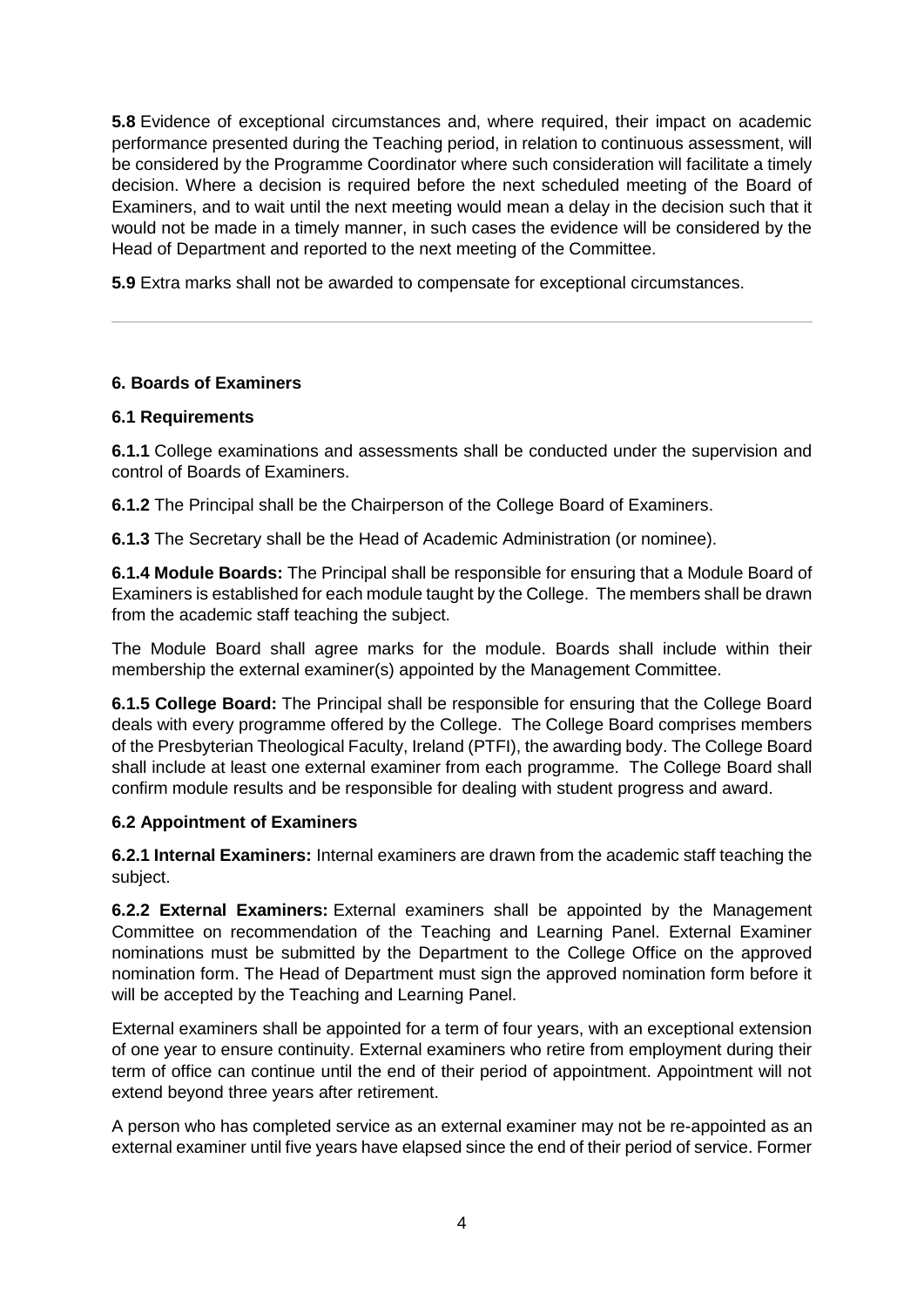**5.8** Evidence of exceptional circumstances and, where required, their impact on academic performance presented during the Teaching period, in relation to continuous assessment, will be considered by the Programme Coordinator where such consideration will facilitate a timely decision. Where a decision is required before the next scheduled meeting of the Board of Examiners, and to wait until the next meeting would mean a delay in the decision such that it would not be made in a timely manner, in such cases the evidence will be considered by the Head of Department and reported to the next meeting of the Committee.

**5.9** Extra marks shall not be awarded to compensate for exceptional circumstances.

---

### 6. Boards of Examiners

#### 6.1 Requirements

**6.1.1** College examinations and assessments shall be conducted under the supervision and control of Boards of Examiners.

**6.1.2** The Principal shall be the Chairperson of the College Board of Examiners.

**6.1.3** The Secretary shall be the Head of Academic Administration (or nominee).

**6.1.4 Module Boards:** The Principal shall be responsible for ensuring that a Module Board of Examiners is established for each module taught by the College. The members shall be drawn from the academic staff teaching the subject.

The Module Board shall agree marks for the module. Boards shall include within their membership the external examiner(s) appointed by the Management Committee.

**6.1.5 College Board:** The Principal shall be responsible for ensuring that the College Board deals with every programme offered by the College. The College Board comprises members of the Presbyterian Theological Faculty, Ireland (PTFI), the awarding body. The College Board shall include at least one external examiner from each programme. The College Board shall confirm module results and be responsible for dealing with student progress and award.

#### 6.2 Appointment of Examiners

**6.2.1 Internal Examiners:** Internal examiners are drawn from the academic staff teaching the subject.

**6.2.2 External Examiners:** External examiners shall be appointed by the Management Committee on recommendation of the Teaching and Learning Panel. External Examiner nominations must be submitted by the Department to the College Office on the approved nomination form. The Head of Department must sign the approved nomination form before it will be accepted by the Teaching and Learning Panel.

External examiners shall be appointed for a term of four years, with an exceptional extension of one year to ensure continuity. External examiners who retire from employment during their term of office can continue until the end of their period of appointment. Appointment will not extend beyond three years after retirement.

A person who has completed service as an external examiner may not be re-appointed as an external examiner until five years have elapsed since the end of their period of service. Former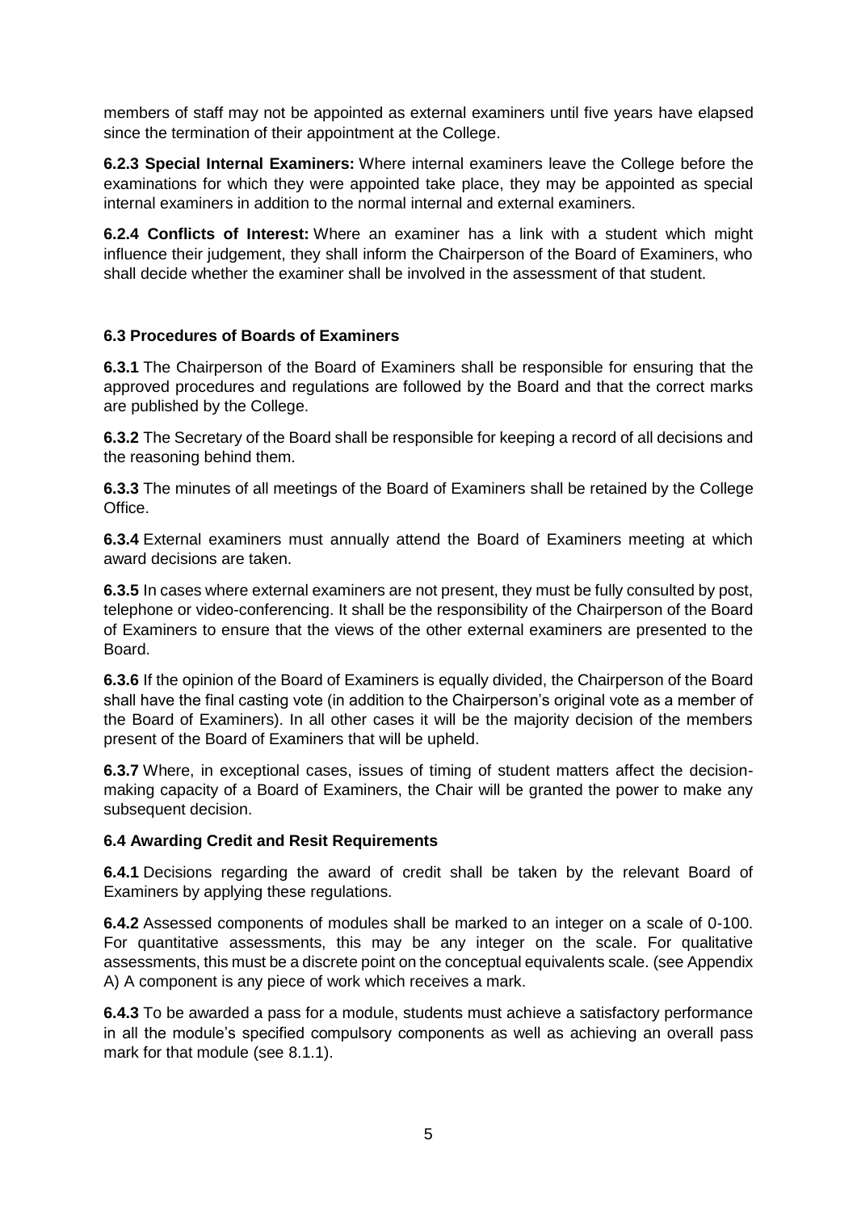members of staff may not be appointed as external examiners until five years have elapsed since the termination of their appointment at the College.

**6.2.3 Special Internal Examiners:** Where internal examiners leave the College before the examinations for which they were appointed take place, they may be appointed as special internal examiners in addition to the normal internal and external examiners.

**6.2.4 Conflicts of Interest:** Where an examiner has a link with a student which might influence their judgement, they shall inform the Chairperson of the Board of Examiners, who shall decide whether the examiner shall be involved in the assessment of that student.

### 6.3 Procedures of Boards of Examiners

**6.3.1** The Chairperson of the Board of Examiners shall be responsible for ensuring that the approved procedures and regulations are followed by the Board and that the correct marks are published by the College.

**6.3.2** The Secretary of the Board shall be responsible for keeping a record of all decisions and the reasoning behind them.

**6.3.3** The minutes of all meetings of the Board of Examiners shall be retained by the College Office.

**6.3.4** External examiners must annually attend the Board of Examiners meeting at which award decisions are taken.

**6.3.5** In cases where external examiners are not present, they must be fully consulted by post, telephone or video-conferencing. It shall be the responsibility of the Chairperson of the Board of Examiners to ensure that the views of the other external examiners are presented to the Board.

**6.3.6** If the opinion of the Board of Examiners is equally divided, the Chairperson of the Board shall have the final casting vote (in addition to the Chairperson's original vote as a member of the Board of Examiners). In all other cases it will be the majority decision of the members present of the Board of Examiners that will be upheld.

**6.3.7** Where, in exceptional cases, issues of timing of student matters affect the decision-making capacity of a Board of Examiners, the Chair will be granted the power to make any subsequent decision.

### 6.4 Awarding Credit and Resit Requirements

**6.4.1** Decisions regarding the award of credit shall be taken by the relevant Board of Examiners by applying these regulations.

**6.4.2** Assessed components of modules shall be marked to an integer on a scale of 0-100. For quantitative assessments, this may be any integer on the scale. For qualitative assessments, this must be a discrete point on the conceptual equivalents scale. (see Appendix A) A component is any piece of work which receives a mark.

**6.4.3** To be awarded a pass for a module, students must achieve a satisfactory performance in all the module's specified compulsory components as well as achieving an overall pass mark for that module (see 8.1.1).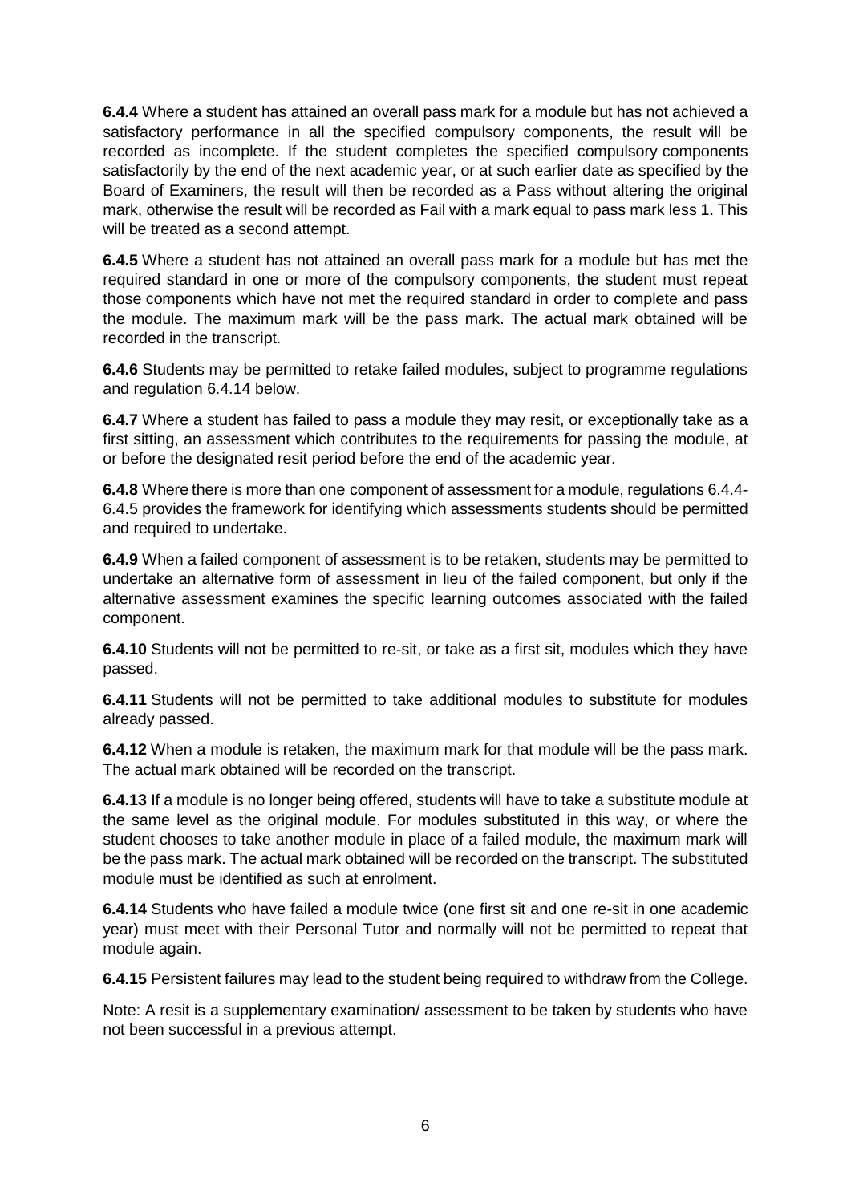**6.4.4** Where a student has attained an overall pass mark for a module but has not achieved a satisfactory performance in all the specified compulsory components, the result will be recorded as incomplete. If the student completes the specified compulsory components satisfactorily by the end of the next academic year, or at such earlier date as specified by the Board of Examiners, the result will then be recorded as a Pass without altering the original mark, otherwise the result will be recorded as Fail with a mark equal to pass mark less 1. This will be treated as a second attempt.

**6.4.5** Where a student has not attained an overall pass mark for a module but has met the required standard in one or more of the compulsory components, the student must repeat those components which have not met the required standard in order to complete and pass the module. The maximum mark will be the pass mark. The actual mark obtained will be recorded in the transcript.

**6.4.6** Students may be permitted to retake failed modules, subject to programme regulations and regulation 6.4.14 below.

**6.4.7** Where a student has failed to pass a module they may resit, or exceptionally take as a first sitting, an assessment which contributes to the requirements for passing the module, at or before the designated resit period before the end of the academic year.

**6.4.8** Where there is more than one component of assessment for a module, regulations 6.4.4-6.4.5 provides the framework for identifying which assessments students should be permitted and required to undertake.

**6.4.9** When a failed component of assessment is to be retaken, students may be permitted to undertake an alternative form of assessment in lieu of the failed component, but only if the alternative assessment examines the specific learning outcomes associated with the failed component.

**6.4.10** Students will not be permitted to re-sit, or take as a first sit, modules which they have passed.

**6.4.11** Students will not be permitted to take additional modules to substitute for modules already passed.

**6.4.12** When a module is retaken, the maximum mark for that module will be the pass mark. The actual mark obtained will be recorded on the transcript.

**6.4.13** If a module is no longer being offered, students will have to take a substitute module at the same level as the original module. For modules substituted in this way, or where the student chooses to take another module in place of a failed module, the maximum mark will be the pass mark. The actual mark obtained will be recorded on the transcript. The substituted module must be identified as such at enrolment.

**6.4.14** Students who have failed a module twice (one first sit and one re-sit in one academic year) must meet with their Personal Tutor and normally will not be permitted to repeat that module again.

**6.4.15** Persistent failures may lead to the student being required to withdraw from the College.

Note: A resit is a supplementary examination/ assessment to be taken by students who have not been successful in a previous attempt.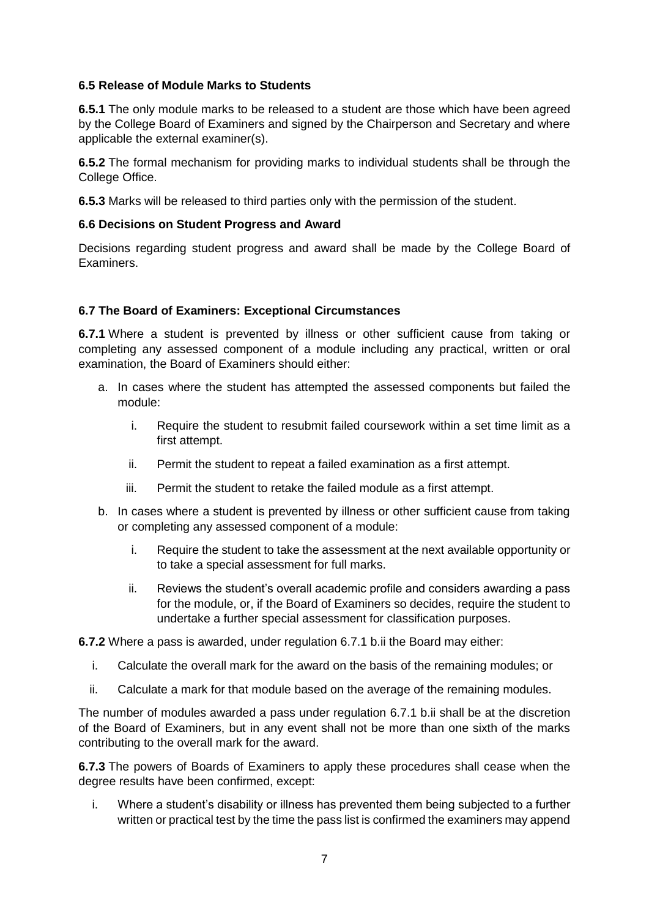### 6.5 Release of Module Marks to Students

**6.5.1** The only module marks to be released to a student are those which have been agreed by the College Board of Examiners and signed by the Chairperson and Secretary and where applicable the external examiner(s).

**6.5.2** The formal mechanism for providing marks to individual students shall be through the College Office.

**6.5.3** Marks will be released to third parties only with the permission of the student.

### 6.6 Decisions on Student Progress and Award

Decisions regarding student progress and award shall be made by the College Board of Examiners.

### 6.7 The Board of Examiners: Exceptional Circumstances

**6.7.1** Where a student is prevented by illness or other sufficient cause from taking or completing any assessed component of a module including any practical, written or oral examination, the Board of Examiners should either:

a. In cases where the student has attempted the assessed components but failed the module:

    i. Require the student to resubmit failed coursework within a set time limit as a first attempt.

    ii. Permit the student to repeat a failed examination as a first attempt.

    iii. Permit the student to retake the failed module as a first attempt.

b. In cases where a student is prevented by illness or other sufficient cause from taking or completing any assessed component of a module:

    i. Require the student to take the assessment at the next available opportunity or to take a special assessment for full marks.

    ii. Reviews the student's overall academic profile and considers awarding a pass for the module, or, if the Board of Examiners so decides, require the student to undertake a further special assessment for classification purposes.

**6.7.2** Where a pass is awarded, under regulation 6.7.1 b.ii the Board may either:

i. Calculate the overall mark for the award on the basis of the remaining modules; or

ii. Calculate a mark for that module based on the average of the remaining modules.

The number of modules awarded a pass under regulation 6.7.1 b.ii shall be at the discretion of the Board of Examiners, but in any event shall not be more than one sixth of the marks contributing to the overall mark for the award.

**6.7.3** The powers of Boards of Examiners to apply these procedures shall cease when the degree results have been confirmed, except:

i. Where a student's disability or illness has prevented them being subjected to a further written or practical test by the time the pass list is confirmed the examiners may append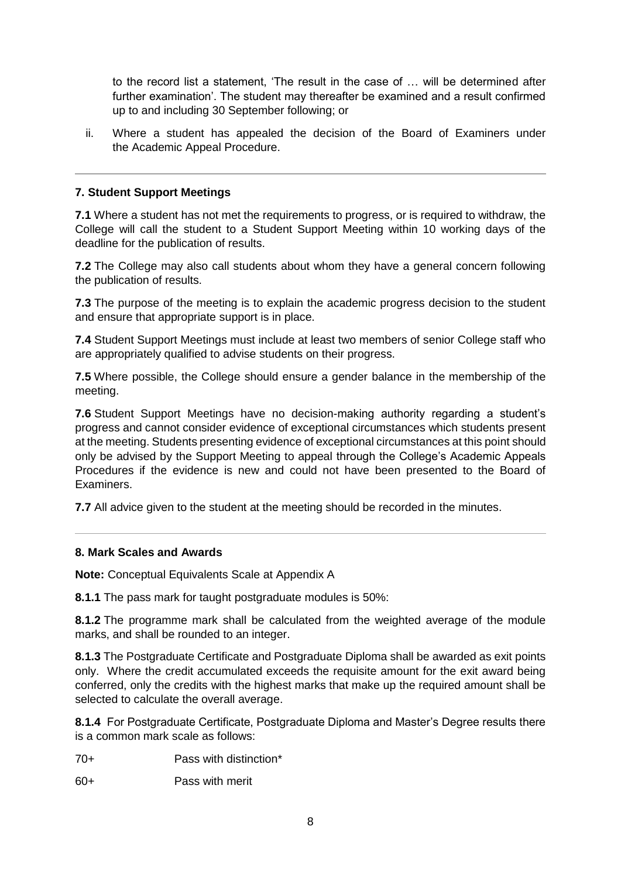to the record list a statement, 'The result in the case of … will be determined after further examination'. The student may thereafter be examined and a result confirmed up to and including 30 September following; or

ii. Where a student has appealed the decision of the Board of Examiners under the Academic Appeal Procedure.

---

### 7. Student Support Meetings

**7.1** Where a student has not met the requirements to progress, or is required to withdraw, the College will call the student to a Student Support Meeting within 10 working days of the deadline for the publication of results.

**7.2** The College may also call students about whom they have a general concern following the publication of results.

**7.3** The purpose of the meeting is to explain the academic progress decision to the student and ensure that appropriate support is in place.

**7.4** Student Support Meetings must include at least two members of senior College staff who are appropriately qualified to advise students on their progress.

**7.5** Where possible, the College should ensure a gender balance in the membership of the meeting.

**7.6** Student Support Meetings have no decision-making authority regarding a student's progress and cannot consider evidence of exceptional circumstances which students present at the meeting. Students presenting evidence of exceptional circumstances at this point should only be advised by the Support Meeting to appeal through the College's Academic Appeals Procedures if the evidence is new and could not have been presented to the Board of Examiners.

**7.7** All advice given to the student at the meeting should be recorded in the minutes.

---

### 8. Mark Scales and Awards

**Note:** Conceptual Equivalents Scale at Appendix A

**8.1.1** The pass mark for taught postgraduate modules is 50%:

**8.1.2** The programme mark shall be calculated from the weighted average of the module marks, and shall be rounded to an integer.

**8.1.3** The Postgraduate Certificate and Postgraduate Diploma shall be awarded as exit points only. Where the credit accumulated exceeds the requisite amount for the exit award being conferred, only the credits with the highest marks that make up the required amount shall be selected to calculate the overall average.

**8.1.4** For Postgraduate Certificate, Postgraduate Diploma and Master's Degree results there is a common mark scale as follows:

70+ Pass with distinction*

60+ Pass with merit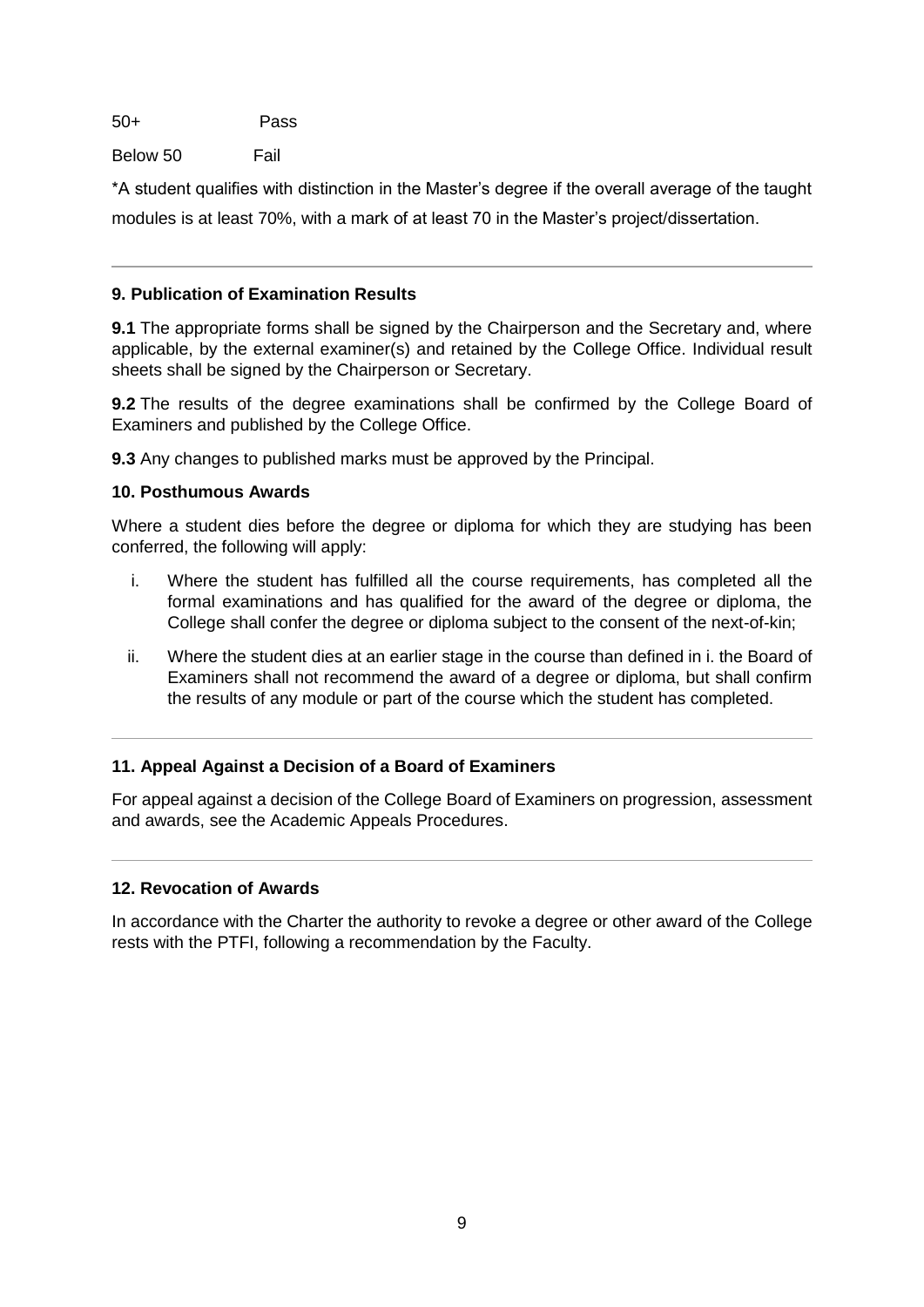| | |
|---|---|
| 50+ | Pass |
| Below 50 | Fail |

*A student qualifies with distinction in the Master's degree if the overall average of the taught modules is at least 70%, with a mark of at least 70 in the Master's project/dissertation.

---

### 9. Publication of Examination Results

**9.1** The appropriate forms shall be signed by the Chairperson and the Secretary and, where applicable, by the external examiner(s) and retained by the College Office. Individual result sheets shall be signed by the Chairperson or Secretary.

**9.2** The results of the degree examinations shall be confirmed by the College Board of Examiners and published by the College Office.

**9.3** Any changes to published marks must be approved by the Principal.

### 10. Posthumous Awards

Where a student dies before the degree or diploma for which they are studying has been conferred, the following will apply:

i. Where the student has fulfilled all the course requirements, has completed all the formal examinations and has qualified for the award of the degree or diploma, the College shall confer the degree or diploma subject to the consent of the next-of-kin;

ii. Where the student dies at an earlier stage in the course than defined in i. the Board of Examiners shall not recommend the award of a degree or diploma, but shall confirm the results of any module or part of the course which the student has completed.

---

### 11. Appeal Against a Decision of a Board of Examiners

For appeal against a decision of the College Board of Examiners on progression, assessment and awards, see the Academic Appeals Procedures.

---

### 12. Revocation of Awards

In accordance with the Charter the authority to revoke a degree or other award of the College rests with the PTFI, following a recommendation by the Faculty.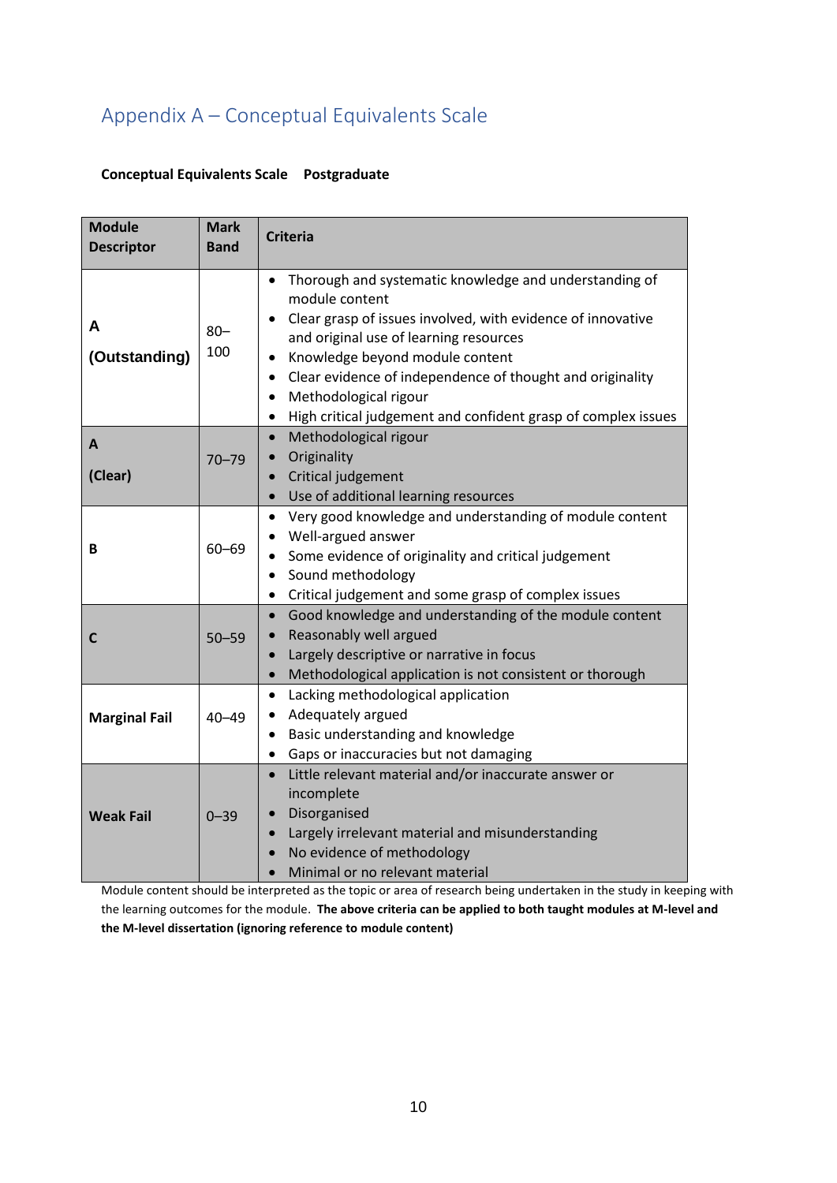## Appendix A – Conceptual Equivalents Scale

**Conceptual Equivalents Scale    Postgraduate**

| Module Descriptor | Mark Band | Criteria |
|---|---|---|
| **A (Outstanding)** | 80–100 | • Thorough and systematic knowledge and understanding of module content<br>• Clear grasp of issues involved, with evidence of innovative and original use of learning resources<br>• Knowledge beyond module content<br>• Clear evidence of independence of thought and originality<br>• Methodological rigour<br>• High critical judgement and confident grasp of complex issues |
| **A (Clear)** | 70–79 | • Methodological rigour<br>• Originality<br>• Critical judgement<br>• Use of additional learning resources |
| **B** | 60–69 | • Very good knowledge and understanding of module content<br>• Well-argued answer<br>• Some evidence of originality and critical judgement<br>• Sound methodology<br>• Critical judgement and some grasp of complex issues |
| **C** | 50–59 | • Good knowledge and understanding of the module content<br>• Reasonably well argued<br>• Largely descriptive or narrative in focus<br>• Methodological application is not consistent or thorough |
| **Marginal Fail** | 40–49 | • Lacking methodological application<br>• Adequately argued<br>• Basic understanding and knowledge<br>• Gaps or inaccuracies but not damaging |
| **Weak Fail** | 0–39 | • Little relevant material and/or inaccurate answer or incomplete<br>• Disorganised<br>• Largely irrelevant material and misunderstanding<br>• No evidence of methodology<br>• Minimal or no relevant material |

Module content should be interpreted as the topic or area of research being undertaken in the study in keeping with the learning outcomes for the module. **The above criteria can be applied to both taught modules at M-level and the M-level dissertation (ignoring reference to module content)**